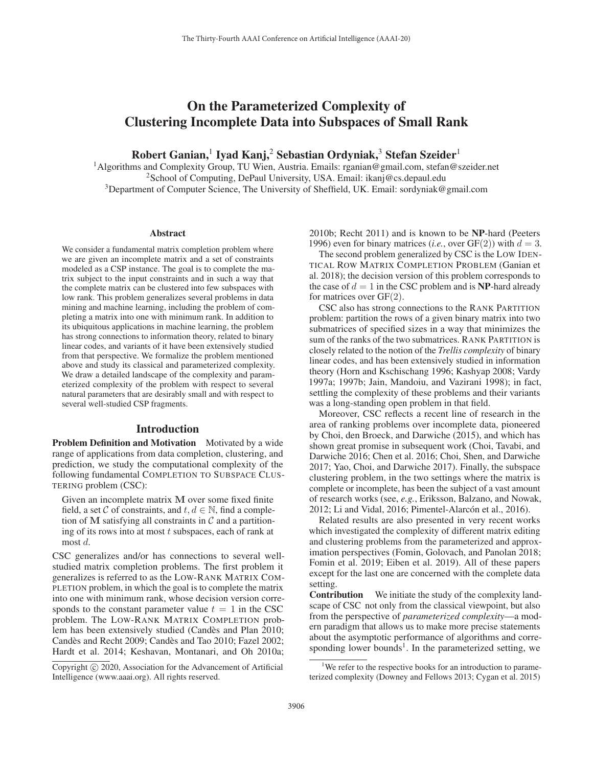# On the Parameterized Complexity of Clustering Incomplete Data into Subspaces of Small Rank

**Robert Ganian,[1] Iyad Kanj,[2] Sebastian Ordyniak,[3] Stefan Szeider[1]**

[1]Algorithms and Complexity Group, TU Wien, Austria. Emails: rganian@gmail.com, stefan@szeider.net
[2]School of Computing, DePaul University, USA. Email: ikanj@cs.depaul.edu
[3]Department of Computer Science, The University of Sheffield, UK. Email: sordyniak@gmail.com

## Abstract

We consider a fundamental matrix completion problem where we are given an incomplete matrix and a set of constraints modeled as a CSP instance. The goal is to complete the matrix subject to the input constraints and in such a way that the complete matrix can be clustered into few subspaces with low rank. This problem generalizes several problems in data mining and machine learning, including the problem of completing a matrix into one with minimum rank. In addition to its ubiquitous applications in machine learning, the problem has strong connections to information theory, related to binary linear codes, and variants of it have been extensively studied from that perspective. We formalize the problem mentioned above and study its classical and parameterized complexity. We draw a detailed landscape of the complexity and parameterized complexity of the problem with respect to several natural parameters that are desirably small and with respect to several well-studied CSP fragments.

## Introduction

**Problem Definition and Motivation** Motivated by a wide range of applications from data completion, clustering, and prediction, we study the computational complexity of the following fundamental COMPLETION TO SUBSPACE CLUSTERING problem (CSC):

> Given an incomplete matrix $\mathbf{M}$ over some fixed finite field, a set $\mathcal{C}$ of constraints, and $t, d \in \mathbb{N}$, find a completion of $\mathbf{M}$ satisfying all constraints in $\mathcal{C}$ and a partitioning of its rows into at most $t$ subspaces, each of rank at most $d$.

CSC generalizes and/or has connections to several well-studied matrix completion problems. The first problem it generalizes is referred to as the LOW-RANK MATRIX COMPLETION problem, in which the goal is to complete the matrix into one with minimum rank, whose decision version corresponds to the constant parameter value $t = 1$ in the CSC problem. The LOW-RANK MATRIX COMPLETION problem has been extensively studied (Candès and Plan 2010; Candès and Recht 2009; Candès and Tao 2010; Fazel 2002; Hardt et al. 2014; Keshavan, Montanari, and Oh 2010a; 2010b; Recht 2011) and is known to be **NP**-hard (Peeters 1996) even for binary matrices (*i.e.*, over GF(2)) with $d = 3$.

The second problem generalized by CSC is the LOW IDENTICAL ROW MATRIX COMPLETION PROBLEM (Ganian et al. 2018); the decision version of this problem corresponds to the case of $d = 1$ in the CSC problem and is **NP**-hard already for matrices over GF(2).

CSC also has strong connections to the RANK PARTITION problem: partition the rows of a given binary matrix into two submatrices of specified sizes in a way that minimizes the sum of the ranks of the two submatrices. RANK PARTITION is closely related to the notion of the *Trellis complexity* of binary linear codes, and has been extensively studied in information theory (Horn and Kschischang 1996; Kashyap 2008; Vardy 1997a; 1997b; Jain, Mandoiu, and Vazirani 1998); in fact, settling the complexity of these problems and their variants was a long-standing open problem in that field.

Moreover, CSC reflects a recent line of research in the area of ranking problems over incomplete data, pioneered by Choi, den Broeck, and Darwiche (2015), and which has shown great promise in subsequent work (Choi, Tavabi, and Darwiche 2016; Chen et al. 2016; Choi, Shen, and Darwiche 2017; Yao, Choi, and Darwiche 2017). Finally, the subspace clustering problem, in the two settings where the matrix is complete or incomplete, has been the subject of a vast amount of research works (see, *e.g.*, Eriksson, Balzano, and Nowak, 2012; Li and Vidal, 2016; Pimentel-Alarcón et al., 2016).

Related results are also presented in very recent works which investigated the complexity of different matrix editing and clustering problems from the parameterized and approximation perspectives (Fomin, Golovach, and Panolan 2018; Fomin et al. 2019; Eiben et al. 2019). All of these papers except for the last one are concerned with the complete data setting.

**Contribution** We initiate the study of the complexity landscape of CSC not only from the classical viewpoint, but also from the perspective of *parameterized complexity*—a modern paradigm that allows us to make more precise statements about the asymptotic performance of algorithms and corresponding lower bounds[1]. In the parameterized setting, we

[1]We refer to the respective books for an introduction to parameterized complexity (Downey and Fellows 2013; Cygan et al. 2015)

Copyright © 2020, Association for the Advancement of Artificial Intelligence (www.aaai.org). All rights reserved.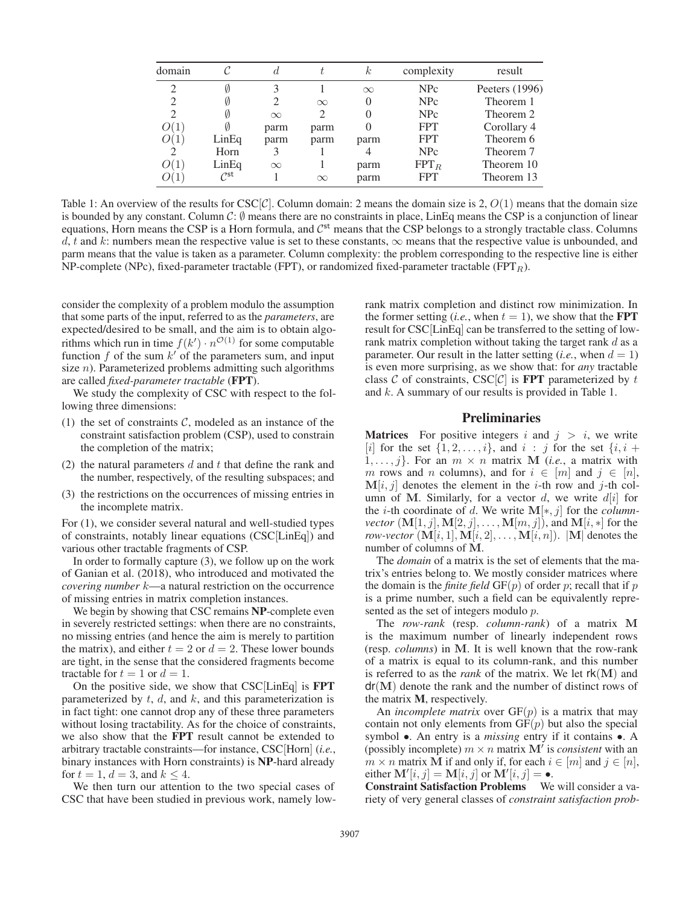| domain | $\mathcal{C}$ | $d$ | $t$ | $k$ | complexity | result |
|---|---|---|---|---|---|---|
| 2 | $\emptyset$ | 3 | 1 | $\infty$ | NPc | Peeters (1996) |
| 2 | $\emptyset$ | 2 | $\infty$ | 0 | NPc | Theorem 1 |
| 2 | $\emptyset$ | $\infty$ | 2 | 0 | NPc | Theorem 2 |
| $O(1)$ | $\emptyset$ | parm | parm | 0 | FPT | Corollary 4 |
| $O(1)$ | LinEq | parm | parm | parm | FPT | Theorem 6 |
| 2 | Horn | 3 | 1 | 4 | NPc | Theorem 7 |
| $O(1)$ | LinEq | $\infty$ | 1 | parm | $\text{FPT}_R$ | Theorem 10 |
| $O(1)$ | $\mathcal{C}^{\text{st}}$ | 1 | $\infty$ | parm | FPT | Theorem 13 |

Table 1: An overview of the results for CSC[$\mathcal{C}$]. Column domain: 2 means the domain size is 2, $O(1)$ means that the domain size is bounded by any constant. Column $\mathcal{C}$: $\emptyset$ means there are no constraints in place, LinEq means the CSP is a conjunction of linear equations, Horn means the CSP is a Horn formula, and $\mathcal{C}^{\text{st}}$ means that the CSP belongs to a strongly tractable class. Columns $d$, $t$ and $k$: numbers mean the respective value is set to these constants, $\infty$ means that the respective value is unbounded, and parm means that the value is taken as a parameter. Column complexity: the problem corresponding to the respective line is either NP-complete (NPc), fixed-parameter tractable (FPT), or randomized fixed-parameter tractable ($\text{FPT}_R$).

consider the complexity of a problem modulo the assumption that some parts of the input, referred to as the *parameters*, are expected/desired to be small, and the aim is to obtain algorithms which run in time $f(k') \cdot n^{\mathcal{O}(1)}$ for some computable function $f$ of the sum $k'$ of the parameters sum, and input size $n$). Parameterized problems admitting such algorithms are called *fixed-parameter tractable* (**FPT**).

We study the complexity of CSC with respect to the following three dimensions:

(1) the set of constraints $\mathcal{C}$, modeled as an instance of the constraint satisfaction problem (CSP), used to constrain the completion of the matrix;

(2) the natural parameters $d$ and $t$ that define the rank and the number, respectively, of the resulting subspaces; and

(3) the restrictions on the occurrences of missing entries in the incomplete matrix.

For (1), we consider several natural and well-studied types of constraints, notably linear equations (CSC[LinEq]) and various other tractable fragments of CSP.

In order to formally capture (3), we follow up on the work of Ganian et al. (2018), who introduced and motivated the *covering number* $k$—a natural restriction on the occurrence of missing entries in matrix completion instances.

We begin by showing that CSC remains **NP**-complete even in severely restricted settings: when there are no constraints, no missing entries (and hence the aim is merely to partition the matrix), and either $t = 2$ or $d = 2$. These lower bounds are tight, in the sense that the considered fragments become tractable for $t = 1$ or $d = 1$.

On the positive side, we show that CSC[LinEq] is **FPT** parameterized by $t$, $d$, and $k$, and this parameterization is in fact tight: one cannot drop any of these three parameters without losing tractability. As for the choice of constraints, we also show that the **FPT** result cannot be extended to arbitrary tractable constraints—for instance, CSC[Horn] (*i.e.*, binary instances with Horn constraints) is **NP**-hard already for $t = 1$, $d = 3$, and $k \leq 4$.

We then turn our attention to the two special cases of CSC that have been studied in previous work, namely low-rank matrix completion and distinct row minimization. In the former setting (*i.e.*, when $t = 1$), we show that the **FPT** result for CSC[LinEq] can be transferred to the setting of low-rank matrix completion without taking the target rank $d$ as a parameter. Our result in the latter setting (*i.e.*, when $d = 1$) is even more surprising, as we show that: for *any* tractable class $\mathcal{C}$ of constraints, CSC[$\mathcal{C}$] is **FPT** parameterized by $t$ and $k$. A summary of our results is provided in Table 1.

## Preliminaries

**Matrices** For positive integers $i$ and $j > i$, we write $[i]$ for the set $\{1, 2, \ldots, i\}$, and $i : j$ for the set $\{i, i + 1, \ldots, j\}$. For an $m \times n$ matrix $\mathbf{M}$ (*i.e.*, a matrix with $m$ rows and $n$ columns), and for $i \in [m]$ and $j \in [n]$, $\mathbf{M}[i, j]$ denotes the element in the $i$-th row and $j$-th column of $\mathbf{M}$. Similarly, for a vector $d$, we write $d[i]$ for the $i$-th coordinate of $d$. We write $\mathbf{M}[*, j]$ for the *column-vector* $(\mathbf{M}[1, j], \mathbf{M}[2, j], \ldots, \mathbf{M}[m, j])$, and $\mathbf{M}[i, *]$ for the *row-vector* $(\mathbf{M}[i, 1], \mathbf{M}[i, 2], \ldots, \mathbf{M}[i, n])$. $|\mathbf{M}|$ denotes the number of columns of $\mathbf{M}$.

The *domain* of a matrix is the set of elements that the matrix's entries belong to. We mostly consider matrices where the domain is the *finite field* GF($p$) of order $p$; recall that if $p$ is a prime number, such a field can be equivalently represented as the set of integers modulo $p$.

The *row-rank* (resp. *column-rank*) of a matrix $\mathbf{M}$ is the maximum number of linearly independent rows (resp. *columns*) in $\mathbf{M}$. It is well known that the row-rank of a matrix is equal to its column-rank, and this number is referred to as the *rank* of the matrix. We let $\mathsf{rk}(\mathbf{M})$ and $\mathsf{dr}(\mathbf{M})$ denote the rank and the number of distinct rows of the matrix $\mathbf{M}$, respectively.

An *incomplete matrix* over GF($p$) is a matrix that may contain not only elements from GF($p$) but also the special symbol $\bullet$. An entry is a *missing* entry if it contains $\bullet$. A (possibly incomplete) $m \times n$ matrix $\mathbf{M}'$ is *consistent* with an $m \times n$ matrix $\mathbf{M}$ if and only if, for each $i \in [m]$ and $j \in [n]$, either $\mathbf{M}'[i, j] = \mathbf{M}[i, j]$ or $\mathbf{M}'[i, j] = \bullet$.

**Constraint Satisfaction Problems** We will consider a variety of very general classes of *constraint satisfaction prob-*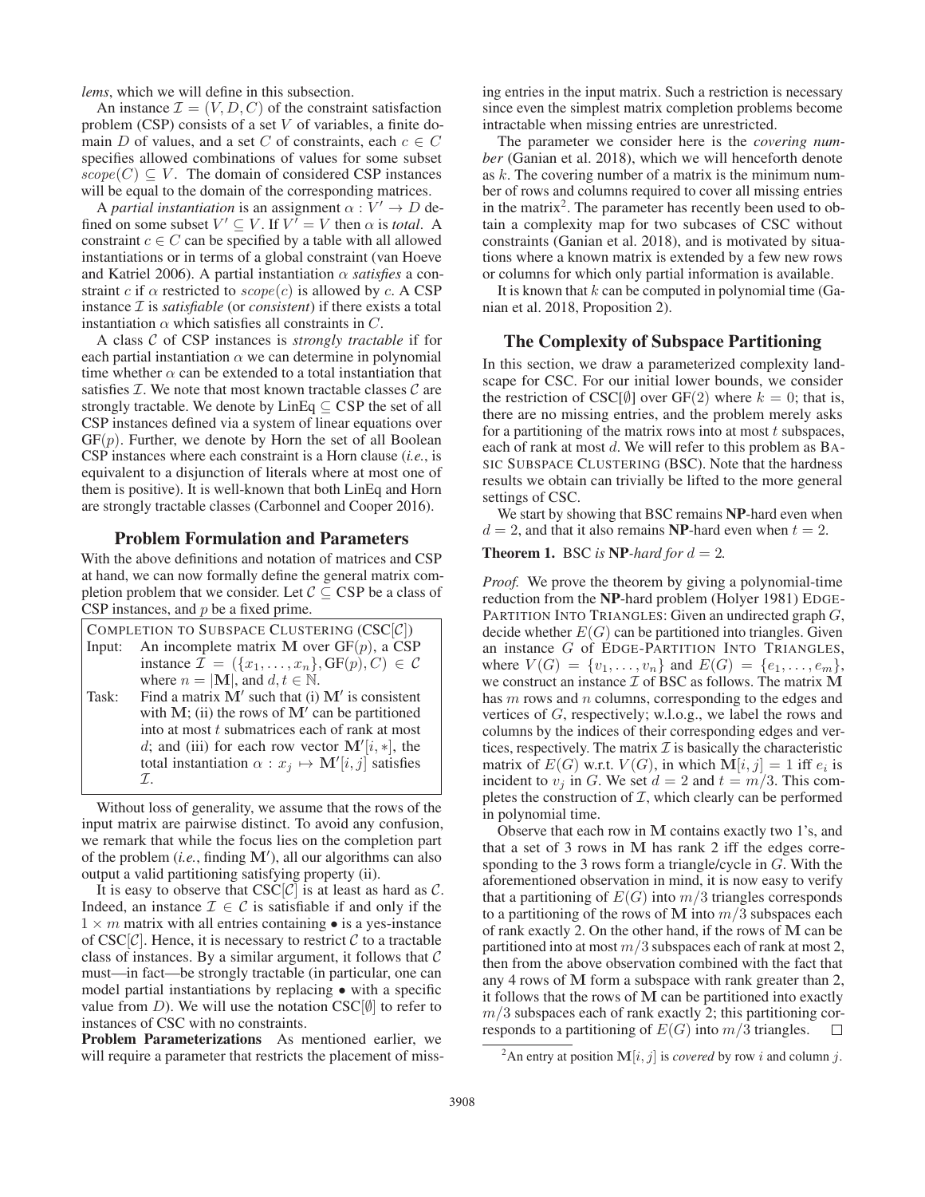*lems*, which we will define in this subsection.

An instance $\mathcal{I} = (V, D, C)$ of the constraint satisfaction problem (CSP) consists of a set $V$ of variables, a finite domain $D$ of values, and a set $C$ of constraints, each $c \in C$ specifies allowed combinations of values for some subset $scope(C) \subseteq V$. The domain of considered CSP instances will be equal to the domain of the corresponding matrices.

A *partial instantiation* is an assignment $\alpha : V' \to D$ defined on some subset $V' \subseteq V$. If $V' = V$ then $\alpha$ is *total*. A constraint $c \in C$ can be specified by a table with all allowed instantiations or in terms of a global constraint (van Hoeve and Katriel 2006). A partial instantiation $\alpha$ *satisfies* a constraint $c$ if $\alpha$ restricted to $scope(c)$ is allowed by $c$. A CSP instance $\mathcal{I}$ is *satisfiable* (or *consistent*) if there exists a total instantiation $\alpha$ which satisfies all constraints in $C$.

A class $\mathcal{C}$ of CSP instances is *strongly tractable* if for each partial instantiation $\alpha$ we can determine in polynomial time whether $\alpha$ can be extended to a total instantiation that satisfies $\mathcal{I}$. We note that most known tractable classes $\mathcal{C}$ are strongly tractable. We denote by LinEq $\subseteq$ CSP the set of all CSP instances defined via a system of linear equations over $\mathrm{GF}(p)$. Further, we denote by Horn the set of all Boolean CSP instances where each constraint is a Horn clause (*i.e.*, is equivalent to a disjunction of literals where at most one of them is positive). It is well-known that both LinEq and Horn are strongly tractable classes (Carbonnel and Cooper 2016).

## Problem Formulation and Parameters

With the above definitions and notation of matrices and CSP at hand, we can now formally define the general matrix completion problem that we consider. Let $\mathcal{C} \subseteq$ CSP be a class of CSP instances, and $p$ be a fixed prime.

| COMPLETION TO SUBSPACE CLUSTERING (CSC[$\mathcal{C}$]) | |
|---|---|
| Input: | An incomplete matrix $\mathbf{M}$ over $\mathrm{GF}(p)$, a CSP instance $\mathcal{I} = (\{x_1, \ldots, x_n\}, \mathrm{GF}(p), C) \in \mathcal{C}$ where $n = \|\mathbf{M}\|$, and $d, t \in \mathbb{N}$. |
| Task: | Find a matrix $\mathbf{M}'$ such that (i) $\mathbf{M}'$ is consistent with $\mathbf{M}$; (ii) the rows of $\mathbf{M}'$ can be partitioned into at most $t$ submatrices each of rank at most $d$; and (iii) for each row vector $\mathbf{M}'[i, *]$, the total instantiation $\alpha : x_j \mapsto \mathbf{M}'[i, j]$ satisfies $\mathcal{I}$. |

Without loss of generality, we assume that the rows of the input matrix are pairwise distinct. To avoid any confusion, we remark that while the focus lies on the completion part of the problem (*i.e.*, finding $\mathbf{M}'$), all our algorithms can also output a valid partitioning satisfying property (ii).

It is easy to observe that CSC[$\mathcal{C}$] is at least as hard as $\mathcal{C}$. Indeed, an instance $\mathcal{I} \in \mathcal{C}$ is satisfiable if and only if the $1 \times m$ matrix with all entries containing $\bullet$ is a yes-instance of CSC[$\mathcal{C}$]. Hence, it is necessary to restrict $\mathcal{C}$ to a tractable class of instances. By a similar argument, it follows that $\mathcal{C}$ must—in fact—be strongly tractable (in particular, one can model partial instantiations by replacing $\bullet$ with a specific value from $D$). We will use the notation CSC[$\emptyset$] to refer to instances of CSC with no constraints.

**Problem Parameterizations** As mentioned earlier, we will require a parameter that restricts the placement of missing entries in the input matrix. Such a restriction is necessary since even the simplest matrix completion problems become intractable when missing entries are unrestricted.

The parameter we consider here is the *covering number* (Ganian et al. 2018), which we will henceforth denote as $k$. The covering number of a matrix is the minimum number of rows and columns required to cover all missing entries in the matrix[2]. The parameter has recently been used to obtain a complexity map for two subcases of CSC without constraints (Ganian et al. 2018), and is motivated by situations where a known matrix is extended by a few new rows or columns for which only partial information is available.

It is known that $k$ can be computed in polynomial time (Ganian et al. 2018, Proposition 2).

## The Complexity of Subspace Partitioning

In this section, we draw a parameterized complexity landscape for CSC. For our initial lower bounds, we consider the restriction of CSC[$\emptyset$] over GF(2) where $k = 0$; that is, there are no missing entries, and the problem merely asks for a partitioning of the matrix rows into at most $t$ subspaces, each of rank at most $d$. We will refer to this problem as BASIC SUBSPACE CLUSTERING (BSC). Note that the hardness results we obtain can trivially be lifted to the more general settings of CSC.

We start by showing that BSC remains **NP**-hard even when $d = 2$, and that it also remains **NP**-hard even when $t = 2$.

**Theorem 1.** *BSC is* **NP**-*hard for* $d = 2$*.*

*Proof.* We prove the theorem by giving a polynomial-time reduction from the **NP**-hard problem (Holyer 1981) EDGE-PARTITION INTO TRIANGLES: Given an undirected graph $G$, decide whether $E(G)$ can be partitioned into triangles. Given an instance $G$ of EDGE-PARTITION INTO TRIANGLES, where $V(G) = \{v_1, \ldots, v_n\}$ and $E(G) = \{e_1, \ldots, e_m\}$, we construct an instance $\mathcal{I}$ of BSC as follows. The matrix $\mathbf{M}$ has $m$ rows and $n$ columns, corresponding to the edges and vertices of $G$, respectively; w.l.o.g., we label the rows and columns by the indices of their corresponding edges and vertices, respectively. The matrix $\mathcal{I}$ is basically the characteristic matrix of $E(G)$ w.r.t. $V(G)$, in which $\mathbf{M}[i, j] = 1$ iff $e_i$ is incident to $v_j$ in $G$. We set $d = 2$ and $t = m/3$. This completes the construction of $\mathcal{I}$, which clearly can be performed in polynomial time.

Observe that each row in $\mathbf{M}$ contains exactly two 1's, and that a set of 3 rows in $\mathbf{M}$ has rank 2 iff the edges corresponding to the 3 rows form a triangle/cycle in $G$. With the aforementioned observation in mind, it is now easy to verify that a partitioning of $E(G)$ into $m/3$ triangles corresponds to a partitioning of the rows of $\mathbf{M}$ into $m/3$ subspaces each of rank exactly 2. On the other hand, if the rows of $\mathbf{M}$ can be partitioned into at most $m/3$ subspaces each of rank at most 2, then from the above observation combined with the fact that any 4 rows of $\mathbf{M}$ form a subspace with rank greater than 2, it follows that the rows of $\mathbf{M}$ can be partitioned into exactly $m/3$ subspaces each of rank exactly 2; this partitioning corresponds to a partitioning of $E(G)$ into $m/3$ triangles. $\square$

[2]An entry at position $\mathbf{M}[i, j]$ is *covered* by row $i$ and column $j$.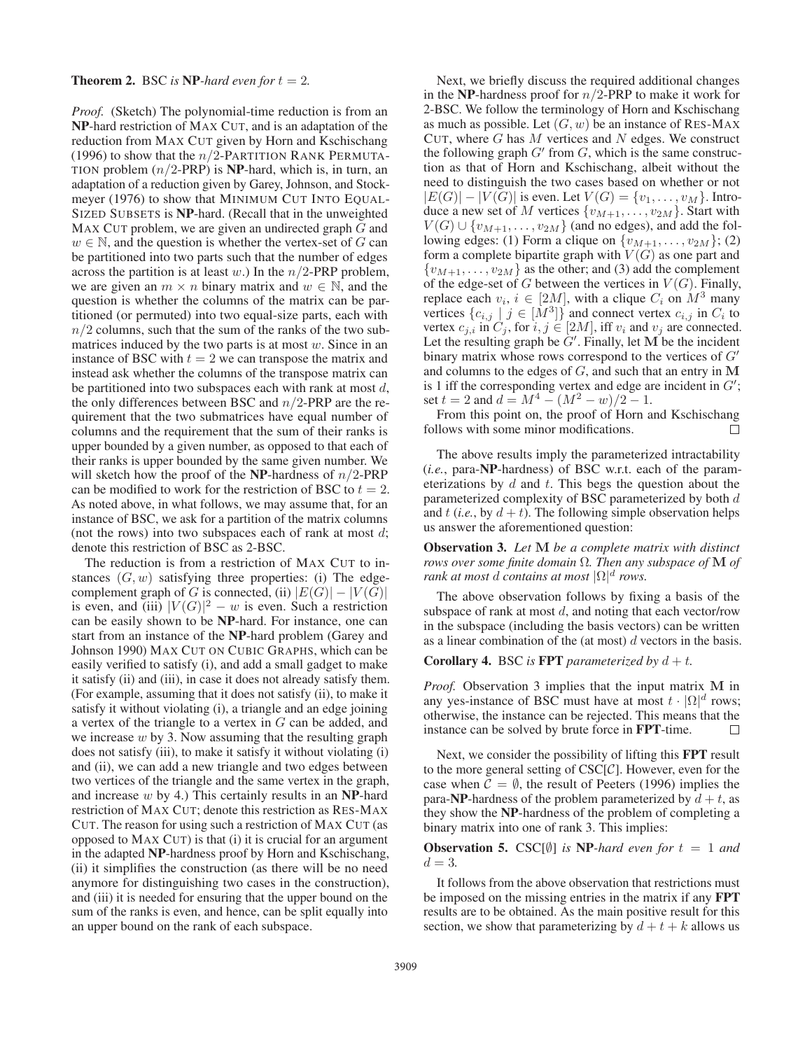**Theorem 2.** BSC *is* **NP**-*hard even for* $t = 2$.

*Proof.* (Sketch) The polynomial-time reduction is from an **NP**-hard restriction of MAX CUT, and is an adaptation of the reduction from MAX CUT given by Horn and Kschischang (1996) to show that the $n/2$-PARTITION RANK PERMUTATION problem ($n/2$-PRP) is **NP**-hard, which is, in turn, an adaptation of a reduction given by Garey, Johnson, and Stockmeyer (1976) to show that MINIMUM CUT INTO EQUAL-SIZED SUBSETS is **NP**-hard. (Recall that in the unweighted MAX CUT problem, we are given an undirected graph $G$ and $w \in \mathbb{N}$, and the question is whether the vertex-set of $G$ can be partitioned into two parts such that the number of edges across the partition is at least $w$.) In the $n/2$-PRP problem, we are given an $m \times n$ binary matrix and $w \in \mathbb{N}$, and the question is whether the columns of the matrix can be partitioned (or permuted) into two equal-size parts, each with $n/2$ columns, such that the sum of the ranks of the two submatrices induced by the two parts is at most $w$. Since in an instance of BSC with $t = 2$ we can transpose the matrix and instead ask whether the columns of the transpose matrix can be partitioned into two subspaces each with rank at most $d$, the only differences between BSC and $n/2$-PRP are the requirement that the two submatrices have equal number of columns and the requirement that the sum of their ranks is upper bounded by a given number, as opposed to that each of their ranks is upper bounded by the same given number. We will sketch how the proof of the **NP**-hardness of $n/2$-PRP can be modified to work for the restriction of BSC to $t = 2$. As noted above, in what follows, we may assume that, for an instance of BSC, we ask for a partition of the matrix columns (not the rows) into two subspaces each of rank at most $d$; denote this restriction of BSC as 2-BSC.

The reduction is from a restriction of MAX CUT to instances $(G, w)$ satisfying three properties: (i) The edge-complement graph of $G$ is connected, (ii) $|E(G)| - |V(G)|$ is even, and (iii) $|V(G)|^2 - w$ is even. Such a restriction can be easily shown to be **NP**-hard. For instance, one can start from an instance of the **NP**-hard problem (Garey and Johnson 1990) MAX CUT ON CUBIC GRAPHS, which can be easily verified to satisfy (i), and add a small gadget to make it satisfy (ii) and (iii), in case it does not already satisfy them. (For example, assuming that it does not satisfy (ii), to make it satisfy it without violating (i), a triangle and an edge joining a vertex of the triangle to a vertex in $G$ can be added, and we increase $w$ by 3. Now assuming that the resulting graph does not satisfy (iii), to make it satisfy it without violating (i) and (ii), we can add a new triangle and two edges between two vertices of the triangle and the same vertex in the graph, and increase $w$ by 4.) This certainly results in an **NP**-hard restriction of MAX CUT; denote this restriction as RES-MAX CUT. The reason for using such a restriction of MAX CUT (as opposed to MAX CUT) is that (i) it is crucial for an argument in the adapted **NP**-hardness proof by Horn and Kschischang, (ii) it simplifies the construction (as there will be no need anymore for distinguishing two cases in the construction), and (iii) it is needed for ensuring that the upper bound on the sum of the ranks is even, and hence, can be split equally into an upper bound on the rank of each subspace.

Next, we briefly discuss the required additional changes in the **NP**-hardness proof for $n/2$-PRP to make it work for 2-BSC. We follow the terminology of Horn and Kschischang as much as possible. Let $(G, w)$ be an instance of RES-MAX CUT, where $G$ has $M$ vertices and $N$ edges. We construct the following graph $G'$ from $G$, which is the same construction as that of Horn and Kschischang, albeit without the need to distinguish the two cases based on whether or not $|E(G)| - |V(G)|$ is even. Let $V(G) = \{v_1, \ldots, v_M\}$. Introduce a new set of $M$ vertices $\{v_{M+1}, \ldots, v_{2M}\}$. Start with $V(G) \cup \{v_{M+1}, \ldots, v_{2M}\}$ (and no edges), and add the following edges: (1) Form a clique on $\{v_{M+1}, \ldots, v_{2M}\}$; (2) form a complete bipartite graph with $V(G)$ as one part and $\{v_{M+1}, \ldots, v_{2M}\}$ as the other; and (3) add the complement of the edge-set of $G$ between the vertices in $V(G)$. Finally, replace each $v_i$, $i \in [2M]$, with a clique $C_i$ on $M^3$ many vertices $\{c_{i,j} \mid j \in [M^3]\}$ and connect vertex $c_{i,j}$ in $C_i$ to vertex $c_{j,i}$ in $C_j$, for $i, j \in [2M]$, iff $v_i$ and $v_j$ are connected. Let the resulting graph be $G'$. Finally, let $\mathbf{M}$ be the incident binary matrix whose rows correspond to the vertices of $G'$ and columns to the edges of $G$, and such that an entry in $\mathbf{M}$ is 1 iff the corresponding vertex and edge are incident in $G'$; set $t = 2$ and $d = M^4 - (M^2 - w)/2 - 1$.

From this point on, the proof of Horn and Kschischang follows with some minor modifications. $\square$

The above results imply the parameterized intractability (*i.e.*, para-**NP**-hardness) of BSC w.r.t. each of the parameterizations by $d$ and $t$. This begs the question about the parameterized complexity of BSC parameterized by both $d$ and $t$ (*i.e.*, by $d + t$). The following simple observation helps us answer the aforementioned question:

**Observation 3.** *Let* $\mathbf{M}$ *be a complete matrix with distinct rows over some finite domain* $\Omega$. *Then any subspace of* $\mathbf{M}$ *of rank at most* $d$ *contains at most* $|\Omega|^d$ *rows.*

The above observation follows by fixing a basis of the subspace of rank at most $d$, and noting that each vector/row in the subspace (including the basis vectors) can be written as a linear combination of the (at most) $d$ vectors in the basis.

**Corollary 4.** BSC *is* **FPT** *parameterized by* $d + t$.

*Proof.* Observation 3 implies that the input matrix $\mathbf{M}$ in any yes-instance of BSC must have at most $t \cdot |\Omega|^d$ rows; otherwise, the instance can be rejected. This means that the instance can be solved by brute force in **FPT**-time. $\square$

Next, we consider the possibility of lifting this **FPT** result to the more general setting of CSC[$\mathcal{C}$]. However, even for the case when $\mathcal{C} = \emptyset$, the result of Peeters (1996) implies the para-**NP**-hardness of the problem parameterized by $d + t$, as they show the **NP**-hardness of the problem of completing a binary matrix into one of rank 3. This implies:

**Observation 5.** CSC[$\emptyset$] *is* **NP**-*hard even for* $t = 1$ *and* $d = 3$.

It follows from the above observation that restrictions must be imposed on the missing entries in the matrix if any **FPT** results are to be obtained. As the main positive result for this section, we show that parameterizing by $d + t + k$ allows us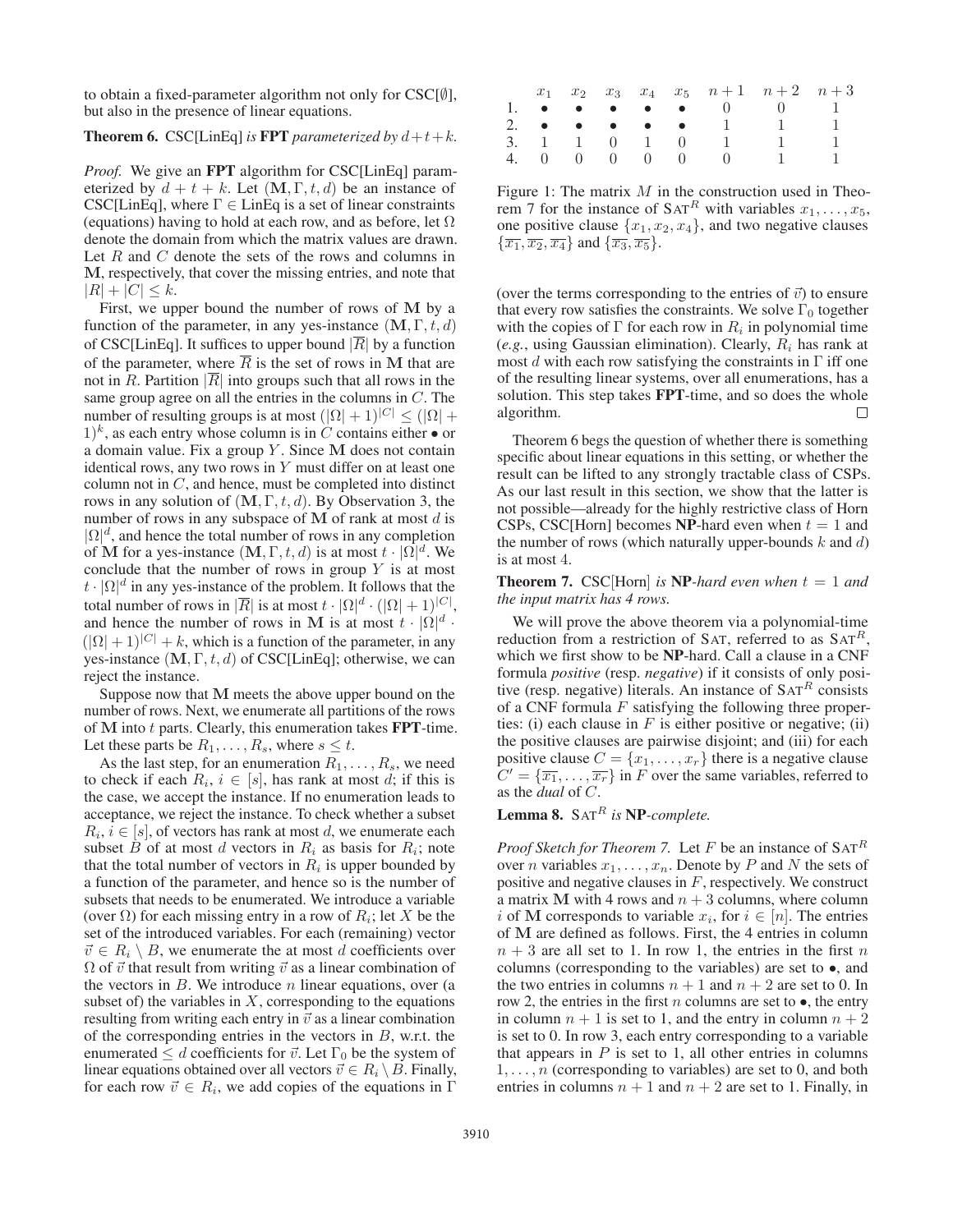to obtain a fixed-parameter algorithm not only for CSC[$\emptyset$], but also in the presence of linear equations.

**Theorem 6.** CSC[LinEq] *is* **FPT** *parameterized by* $d+t+k$.

*Proof.* We give an **FPT** algorithm for CSC[LinEq] parameterized by $d + t + k$. Let $(\mathbf{M}, \Gamma, t, d)$ be an instance of CSC[LinEq], where $\Gamma \in$ LinEq is a set of linear constraints (equations) having to hold at each row, and as before, let $\Omega$ denote the domain from which the matrix values are drawn. Let $R$ and $C$ denote the sets of the rows and columns in $\mathbf{M}$, respectively, that cover the missing entries, and note that $|R| + |C| \leq k$.

First, we upper bound the number of rows of $\mathbf{M}$ by a function of the parameter, in any yes-instance $(\mathbf{M}, \Gamma, t, d)$ of CSC[LinEq]. It suffices to upper bound $|\overline{R}|$ by a function of the parameter, where $\overline{R}$ is the set of rows in $\mathbf{M}$ that are not in $R$. Partition $|\overline{R}|$ into groups such that all rows in the same group agree on all the entries in the columns in $C$. The number of resulting groups is at most $(|\Omega| + 1)^{|C|} \leq (|\Omega| + 1)^k$, as each entry whose column is in $C$ contains either $\bullet$ or a domain value. Fix a group $Y$. Since $\mathbf{M}$ does not contain identical rows, any two rows in $Y$ must differ on at least one column not in $C$, and hence, must be completed into distinct rows in any solution of $(\mathbf{M}, \Gamma, t, d)$. By Observation 3, the number of rows in any subspace of $\mathbf{M}$ of rank at most $d$ is $|\Omega|^d$, and hence the total number of rows in any completion of $\mathbf{M}$ for a yes-instance $(\mathbf{M}, \Gamma, t, d)$ is at most $t \cdot |\Omega|^d$. We conclude that the number of rows in group $Y$ is at most $t \cdot |\Omega|^d$ in any yes-instance of the problem. It follows that the total number of rows in $|\overline{R}|$ is at most $t \cdot |\Omega|^d \cdot (|\Omega| + 1)^{|C|}$, and hence the number of rows in $\mathbf{M}$ is at most $t \cdot |\Omega|^d \cdot (|\Omega| + 1)^{|C|} + k$, which is a function of the parameter, in any yes-instance $(\mathbf{M}, \Gamma, t, d)$ of CSC[LinEq]; otherwise, we can reject the instance.

Suppose now that $\mathbf{M}$ meets the above upper bound on the number of rows. Next, we enumerate all partitions of the rows of $\mathbf{M}$ into $t$ parts. Clearly, this enumeration takes **FPT**-time. Let these parts be $R_1, \ldots, R_s$, where $s \leq t$.

As the last step, for an enumeration $R_1, \ldots, R_s$, we need to check if each $R_i$, $i \in [s]$, has rank at most $d$; if this is the case, we accept the instance. If no enumeration leads to acceptance, we reject the instance. To check whether a subset $R_i$, $i \in [s]$, of vectors has rank at most $d$, we enumerate each subset $B$ of at most $d$ vectors in $R_i$ as basis for $R_i$; note that the total number of vectors in $R_i$ is upper bounded by a function of the parameter, and hence so is the number of subsets that needs to be enumerated. We introduce a variable (over $\Omega$) for each missing entry in a row of $R_i$; let $X$ be the set of the introduced variables. For each (remaining) vector $\vec{v} \in R_i \setminus B$, we enumerate the at most $d$ coefficients over $\Omega$ of $\vec{v}$ that result from writing $\vec{v}$ as a linear combination of the vectors in $B$. We introduce $n$ linear equations, over (a subset of) the variables in $X$, corresponding to the equations resulting from writing each entry in $\vec{v}$ as a linear combination of the corresponding entries in the vectors in $B$, w.r.t. the enumerated $\leq d$ coefficients for $\vec{v}$. Let $\Gamma_0$ be the system of linear equations obtained over all vectors $\vec{v} \in R_i \setminus B$. Finally, for each row $\vec{v} \in R_i$, we add copies of the equations in $\Gamma$ (over the terms corresponding to the entries of $\vec{v}$) to ensure that every row satisfies the constraints. We solve $\Gamma_0$ together with the copies of $\Gamma$ for each row in $R_i$ in polynomial time (*e.g.*, using Gaussian elimination). Clearly, $R_i$ has rank at most $d$ with each row satisfying the constraints in $\Gamma$ iff one of the resulting linear systems, over all enumerations, has a solution. This step takes **FPT**-time, and so does the whole algorithm. $\square$

|  | $x_1$ | $x_2$ | $x_3$ | $x_4$ | $x_5$ | $n+1$ | $n+2$ | $n+3$ |
|---|---|---|---|---|---|---|---|---|
| 1. | $\bullet$ | $\bullet$ | $\bullet$ | $\bullet$ | $\bullet$ | 0 | 0 | 1 |
| 2. | $\bullet$ | $\bullet$ | $\bullet$ | $\bullet$ | $\bullet$ | 1 | 1 | 1 |
| 3. | 1 | 1 | 0 | 1 | 0 | 1 | 1 | 1 |
| 4. | 0 | 0 | 0 | 0 | 0 | 0 | 1 | 1 |

Figure 1: The matrix $M$ in the construction used in Theorem 7 for the instance of SAT$^R$ with variables $x_1, \ldots, x_5$, one positive clause $\{x_1, x_2, x_4\}$, and two negative clauses $\{\overline{x_1}, \overline{x_2}, \overline{x_4}\}$ and $\{\overline{x_3}, \overline{x_5}\}$.

Theorem 6 begs the question of whether there is something specific about linear equations in this setting, or whether the result can be lifted to any strongly tractable class of CSPs. As our last result in this section, we show that the latter is not possible—already for the highly restrictive class of Horn CSPs, CSC[Horn] becomes **NP**-hard even when $t = 1$ and the number of rows (which naturally upper-bounds $k$ and $d$) is at most 4.

**Theorem 7.** CSC[Horn] *is* **NP**-*hard even when* $t = 1$ *and the input matrix has 4 rows.*

We will prove the above theorem via a polynomial-time reduction from a restriction of SAT, referred to as SAT$^R$, which we first show to be **NP**-hard. Call a clause in a CNF formula *positive* (resp. *negative*) if it consists of only positive (resp. negative) literals. An instance of SAT$^R$ consists of a CNF formula $F$ satisfying the following three properties: (i) each clause in $F$ is either positive or negative; (ii) the positive clauses are pairwise disjoint; and (iii) for each positive clause $C = \{x_1, \ldots, x_r\}$ there is a negative clause $C' = \{\overline{x_1}, \ldots, \overline{x_r}\}$ in $F$ over the same variables, referred to as the *dual* of $C$.

**Lemma 8.** SAT$^R$ *is* **NP**-*complete.*

*Proof Sketch for Theorem 7.* Let $F$ be an instance of SAT$^R$ over $n$ variables $x_1, \ldots, x_n$. Denote by $P$ and $N$ the sets of positive and negative clauses in $F$, respectively. We construct a matrix $\mathbf{M}$ with 4 rows and $n + 3$ columns, where column $i$ of $\mathbf{M}$ corresponds to variable $x_i$, for $i \in [n]$. The entries of $\mathbf{M}$ are defined as follows. First, the 4 entries in column $n + 3$ are all set to 1. In row 1, the entries in the first $n$ columns (corresponding to the variables) are set to $\bullet$, and the two entries in columns $n + 1$ and $n + 2$ are set to 0. In row 2, the entries in the first $n$ columns are set to $\bullet$, the entry in column $n + 1$ is set to 1, and the entry in column $n + 2$ is set to 0. In row 3, each entry corresponding to a variable that appears in $P$ is set to 1, all other entries in columns $1, \ldots, n$ (corresponding to variables) are set to 0, and both entries in columns $n + 1$ and $n + 2$ are set to 1. Finally, in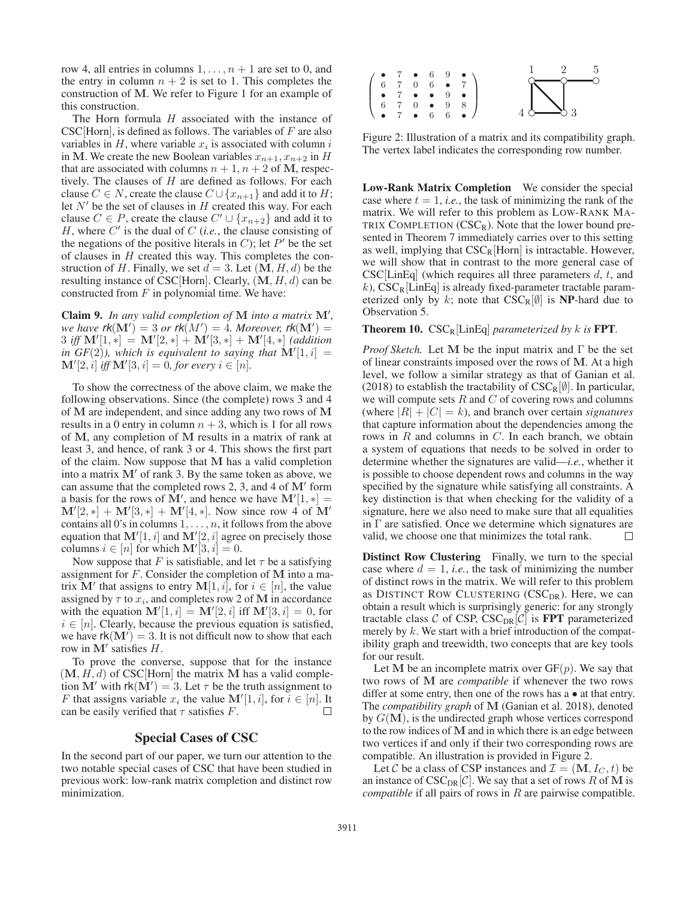row 4, all entries in columns $1, \ldots, n+1$ are set to 0, and the entry in column $n+2$ is set to 1. This completes the construction of $\mathbf{M}$. We refer to Figure 1 for an example of this construction.

The Horn formula $H$ associated with the instance of CSC[Horn], is defined as follows. The variables of $F$ are also variables in $H$, where variable $x_i$ is associated with column $i$ in $\mathbf{M}$. We create the new Boolean variables $x_{n+1}, x_{n+2}$ in $H$ that are associated with columns $n+1, n+2$ of $\mathbf{M}$, respectively. The clauses of $H$ are defined as follows. For each clause $C \in N$, create the clause $C \cup \{x_{n+1}\}$ and add it to $H$; let $N'$ be the set of clauses in $H$ created this way. For each clause $C \in P$, create the clause $C' \cup \{x_{n+2}\}$ and add it to $H$, where $C'$ is the dual of $C$ (*i.e.*, the clause consisting of the negations of the positive literals in $C$); let $P'$ be the set of clauses in $H$ created this way. This completes the construction of $H$. Finally, we set $d = 3$. Let $(\mathbf{M}, H, d)$ be the resulting instance of CSC[Horn]. Clearly, $(\mathbf{M}, H, d)$ can be constructed from $F$ in polynomial time. We have:

**Claim 9.** *In any valid completion of* $\mathbf{M}$ *into a matrix* $\mathbf{M}'$*, we have* $rk(\mathbf{M}') = 3$ *or* $rk(M') = 4$*. Moreover,* $rk(\mathbf{M}') = 3$ *iff* $\mathbf{M}'[1,*] = \mathbf{M}'[2,*] + \mathbf{M}'[3,*] + \mathbf{M}'[4,*]$ *(addition in* $GF(2)$*), which is equivalent to saying that* $\mathbf{M}'[1,i] = \mathbf{M}'[2,i]$ *iff* $\mathbf{M}'[3,i] = 0$*, for every* $i \in [n]$*.*

To show the correctness of the above claim, we make the following observations. Since (the complete) rows 3 and 4 of $\mathbf{M}$ are independent, and since adding any two rows of $\mathbf{M}$ results in a 0 entry in column $n+3$, which is 1 for all rows of $\mathbf{M}$, any completion of $\mathbf{M}$ results in a matrix of rank at least 3, and hence, of rank 3 or 4. This shows the first part of the claim. Now suppose that $\mathbf{M}$ has a valid completion into a matrix $\mathbf{M}'$ of rank 3. By the same token as above, we can assume that the completed rows 2, 3, and 4 of $\mathbf{M}'$ form a basis for the rows of $\mathbf{M}'$, and hence we have $\mathbf{M}'[1,*] = \mathbf{M}'[2,*] + \mathbf{M}'[3,*] + \mathbf{M}'[4,*]$. Now since row 4 of $\mathbf{M}'$ contains all 0's in columns $1, \ldots, n$, it follows from the above equation that $\mathbf{M}'[1,i]$ and $\mathbf{M}'[2,i]$ agree on precisely those columns $i \in [n]$ for which $\mathbf{M}'[3,i] = 0$.

Now suppose that $F$ is satisfiable, and let $\tau$ be a satisfying assignment for $F$. Consider the completion of $\mathbf{M}$ into a matrix $\mathbf{M}'$ that assigns to entry $\mathbf{M}[1,i]$, for $i \in [n]$, the value assigned by $\tau$ to $x_i$, and completes row 2 of $\mathbf{M}$ in accordance with the equation $\mathbf{M}'[1,i] = \mathbf{M}'[2,i]$ iff $\mathbf{M}'[3,i] = 0$, for $i \in [n]$. Clearly, because the previous equation is satisfied, we have $\mathsf{rk}(\mathbf{M}') = 3$. It is not difficult now to show that each row in $\mathbf{M}'$ satisfies $H$.

To prove the converse, suppose that for the instance $(\mathbf{M}, H, d)$ of CSC[Horn] the matrix $\mathbf{M}$ has a valid completion $\mathbf{M}'$ with $\mathsf{rk}(\mathbf{M}') = 3$. Let $\tau$ be the truth assignment to $F$ that assigns variable $x_i$ the value $\mathbf{M}'[1,i]$, for $i \in [n]$. It can be easily verified that $\tau$ satisfies $F$. $\square$

## Special Cases of CSC

In the second part of our paper, we turn our attention to the two notable special cases of CSC that have been studied in previous work: low-rank matrix completion and distinct row minimization.

$$\begin{pmatrix} \bullet & 7 & \bullet & 6 & 9 & \bullet \\ 6 & 7 & 0 & 6 & \bullet & 7 \\ \bullet & 7 & \bullet & \bullet & 9 & \bullet \\ 6 & 7 & 0 & \bullet & 9 & 8 \\ \bullet & 7 & \bullet & 6 & 6 & \bullet \end{pmatrix}$$

Figure 2: Illustration of a matrix and its compatibility graph. The vertex label indicates the corresponding row number.

**Low-Rank Matrix Completion** We consider the special case where $t = 1$, *i.e.*, the task of minimizing the rank of the matrix. We will refer to this problem as LOW-RANK MATRIX COMPLETION ($\text{CSC}_\text{R}$). Note that the lower bound presented in Theorem 7 immediately carries over to this setting as well, implying that $\text{CSC}_\text{R}$[Horn] is intractable. However, we will show that in contrast to the more general case of CSC[LinEq] (which requires all three parameters $d$, $t$, and $k$), $\text{CSC}_\text{R}$[LinEq] is already fixed-parameter tractable parameterized only by $k$; note that $\text{CSC}_\text{R}[\emptyset]$ is **NP**-hard due to Observation 5.

**Theorem 10.** $\text{CSC}_\text{R}$[LinEq] *parameterized by* $k$ *is* **FPT***.*

*Proof Sketch.* Let $\mathbf{M}$ be the input matrix and $\Gamma$ be the set of linear constraints imposed over the rows of $\mathbf{M}$. At a high level, we follow a similar strategy as that of Ganian et al. (2018) to establish the tractability of $\text{CSC}_\text{R}[\emptyset]$. In particular, we will compute sets $R$ and $C$ of covering rows and columns (where $|R| + |C| = k$), and branch over certain *signatures* that capture information about the dependencies among the rows in $R$ and columns in $C$. In each branch, we obtain a system of equations that needs to be solved in order to determine whether the signatures are valid—*i.e.*, whether it is possible to choose dependent rows and columns in the way specified by the signature while satisfying all constraints. A key distinction is that when checking for the validity of a signature, here we also need to make sure that all equalities in $\Gamma$ are satisfied. Once we determine which signatures are valid, we choose one that minimizes the total rank. $\square$

**Distinct Row Clustering** Finally, we turn to the special case where $d = 1$, *i.e.*, the task of minimizing the number of distinct rows in the matrix. We will refer to this problem as DISTINCT ROW CLUSTERING ($\text{CSC}_\text{DR}$). Here, we can obtain a result which is surprisingly generic: for any strongly tractable class $\mathcal{C}$ of CSP, $\text{CSC}_\text{DR}[\mathcal{C}]$ is **FPT** parameterized merely by $k$. We start with a brief introduction of the compatibility graph and treewidth, two concepts that are key tools for our result.

Let $\mathbf{M}$ be an incomplete matrix over $\text{GF}(p)$. We say that two rows of $\mathbf{M}$ are *compatible* if whenever the two rows differ at some entry, then one of the rows has a $\bullet$ at that entry. The *compatibility graph* of $\mathbf{M}$ (Ganian et al. 2018), denoted by $G(\mathbf{M})$, is the undirected graph whose vertices correspond to the row indices of $\mathbf{M}$ and in which there is an edge between two vertices if and only if their two corresponding rows are compatible. An illustration is provided in Figure 2.

Let $\mathcal{C}$ be a class of CSP instances and $\mathcal{I} = (\mathbf{M}, I_C, t)$ be an instance of $\text{CSC}_\text{DR}[\mathcal{C}]$. We say that a set of rows $R$ of $\mathbf{M}$ is *compatible* if all pairs of rows in $R$ are pairwise compatible.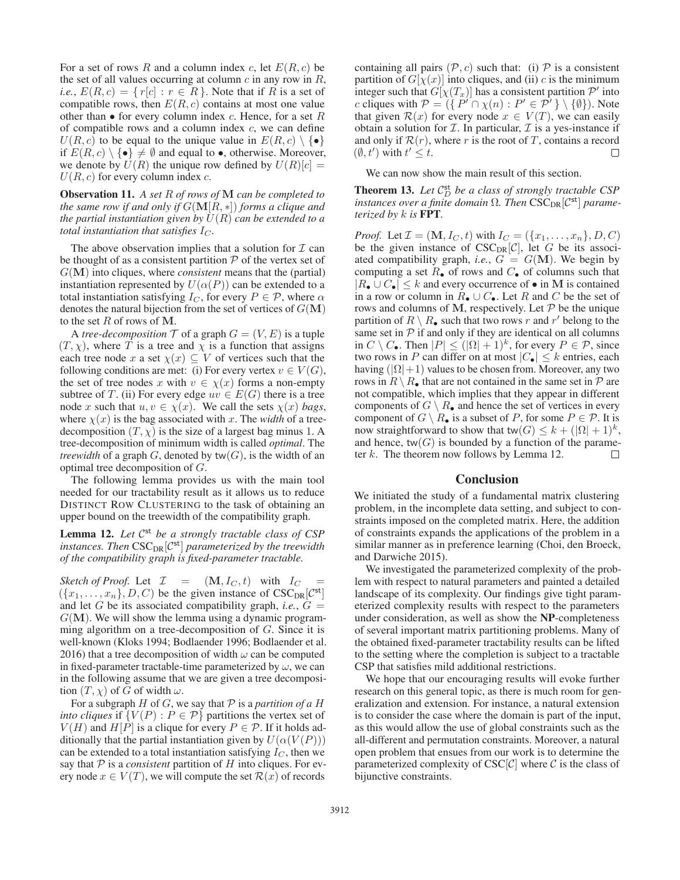For a set of rows $R$ and a column index $c$, let $E(R, c)$ be the set of all values occurring at column $c$ in any row in $R$, *i.e.*, $E(R, c) = \{ r[c] : r \in R \}$. Note that if $R$ is a set of compatible rows, then $E(R, c)$ contains at most one value other than $\bullet$ for every column index $c$. Hence, for a set $R$ of compatible rows and a column index $c$, we can define $U(R, c)$ to be equal to the unique value in $E(R, c) \setminus \{\bullet\}$ if $E(R, c) \setminus \{\bullet\} \neq \emptyset$ and equal to $\bullet$, otherwise. Moreover, we denote by $U(R)$ the unique row defined by $U(R)[c] = U(R, c)$ for every column index $c$.

**Observation 11.** *A set $R$ of rows of $\mathbf{M}$ can be completed to the same row if and only if $G(\mathbf{M}[R, *])$ forms a clique and the partial instantiation given by $U(R)$ can be extended to a total instantiation that satisfies $I_C$.*

The above observation implies that a solution for $\mathcal{I}$ can be thought of as a consistent partition $\mathcal{P}$ of the vertex set of $G(\mathbf{M})$ into cliques, where *consistent* means that the (partial) instantiation represented by $U(\alpha(P))$ can be extended to a total instantiation satisfying $I_C$, for every $P \in \mathcal{P}$, where $\alpha$ denotes the natural bijection from the set of vertices of $G(\mathbf{M})$ to the set $R$ of rows of $\mathbf{M}$.

A *tree-decomposition* $\mathcal{T}$ of a graph $G = (V, E)$ is a tuple $(T, \chi)$, where $T$ is a tree and $\chi$ is a function that assigns each tree node $x$ a set $\chi(x) \subseteq V$ of vertices such that the following conditions are met: (i) For every vertex $v \in V(G)$, the set of tree nodes $x$ with $v \in \chi(x)$ forms a non-empty subtree of $T$. (ii) For every edge $uv \in E(G)$ there is a tree node $x$ such that $u, v \in \chi(x)$. We call the sets $\chi(x)$ *bags*, where $\chi(x)$ is the bag associated with $x$. The *width* of a tree-decomposition $(T, \chi)$ is the size of a largest bag minus 1. A tree-decomposition of minimum width is called *optimal*. The *treewidth* of a graph $G$, denoted by $\mathsf{tw}(G)$, is the width of an optimal tree decomposition of $G$.

The following lemma provides us with the main tool needed for our tractability result as it allows us to reduce DISTINCT ROW CLUSTERING to the task of obtaining an upper bound on the treewidth of the compatibility graph.

**Lemma 12.** *Let $\mathcal{C}^{\mathsf{st}}$ be a strongly tractable class of CSP instances. Then $\mathrm{CSC}_{\mathrm{DR}}[\mathcal{C}^{\mathsf{st}}]$ parameterized by the treewidth of the compatibility graph is fixed-parameter tractable.*

*Sketch of Proof.* Let $\mathcal{I} = (\mathbf{M}, I_C, t)$ with $I_C = (\{x_1, \dots, x_n\}, D, C)$ be the given instance of $\mathrm{CSC}_{\mathrm{DR}}[\mathcal{C}^{\mathsf{st}}]$ and let $G$ be its associated compatibility graph, *i.e.*, $G = G(\mathbf{M})$. We will show the lemma using a dynamic programming algorithm on a tree-decomposition of $G$. Since it is well-known (Kloks 1994; Bodlaender 1996; Bodlaender et al. 2016) that a tree decomposition of width $\omega$ can be computed in fixed-parameter tractable-time parameterized by $\omega$, we can in the following assume that we are given a tree decomposition $(T, \chi)$ of $G$ of width $\omega$.

For a subgraph $H$ of $G$, we say that $\mathcal{P}$ is a *partition of a $H$ into cliques* if $\{V(P) : P \in \mathcal{P}\}$ partitions the vertex set of $V(H)$ and $H[P]$ is a clique for every $P \in \mathcal{P}$. If it holds additionally that the partial instantiation given by $U(\alpha(V(P)))$ can be extended to a total instantiation satisfying $I_C$, then we say that $\mathcal{P}$ is a *consistent* partition of $H$ into cliques. For every node $x \in V(T)$, we will compute the set $\mathcal{R}(x)$ of records containing all pairs $(\mathcal{P}, c)$ such that: (i) $\mathcal{P}$ is a consistent partition of $G[\chi(x)]$ into cliques, and (ii) $c$ is the minimum integer such that $G[\chi(T_x)]$ has a consistent partition $\mathcal{P}'$ into $c$ cliques with $\mathcal{P} = (\{ P' \cap \chi(n) : P' \in \mathcal{P}' \} \setminus \{\emptyset\})$. Note that given $\mathcal{R}(x)$ for every node $x \in V(T)$, we can easily obtain a solution for $\mathcal{I}$. In particular, $\mathcal{I}$ is a yes-instance if and only if $\mathcal{R}(r)$, where $r$ is the root of $T$, contains a record $(\emptyset, t')$ with $t' \leq t$. $\square$

We can now show the main result of this section.

**Theorem 13.** *Let $\mathcal{C}^{\mathsf{st}}_D$ be a class of strongly tractable CSP instances over a finite domain $\Omega$. Then $\mathrm{CSC}_{\mathrm{DR}}[\mathcal{C}^{\mathsf{st}}]$ parameterized by $k$ is* **FPT**.

*Proof.* Let $\mathcal{I} = (\mathbf{M}, I_C, t)$ with $I_C = (\{x_1, \dots, x_n\}, D, C)$ be the given instance of $\mathrm{CSC}_{\mathrm{DR}}[\mathcal{C}]$, let $G$ be its associated compatibility graph, *i.e.*, $G = G(\mathbf{M})$. We begin by computing a set $R_\bullet$ of rows and $C_\bullet$ of columns such that $|R_\bullet \cup C_\bullet| \leq k$ and every occurrence of $\bullet$ in $\mathbf{M}$ is contained in a row or column in $R_\bullet \cup C_\bullet$. Let $R$ and $C$ be the set of rows and columns of $\mathbf{M}$, respectively. Let $\mathcal{P}$ be the unique partition of $R \setminus R_\bullet$ such that two rows $r$ and $r'$ belong to the same set in $\mathcal{P}$ if and only if they are identical on all columns in $C \setminus C_\bullet$. Then $|P| \leq (|\Omega| + 1)^k$, for every $P \in \mathcal{P}$, since two rows in $P$ can differ on at most $|C_\bullet| \leq k$ entries, each having $(|\Omega|+1)$ values to be chosen from. Moreover, any two rows in $R \setminus R_\bullet$ that are not contained in the same set in $\mathcal{P}$ are not compatible, which implies that they appear in different components of $G \setminus R_\bullet$ and hence the set of vertices in every component of $G \setminus R_\bullet$ is a subset of $P$, for some $P \in \mathcal{P}$. It is now straightforward to show that $\mathsf{tw}(G) \leq k + (|\Omega| + 1)^k$, and hence, $\mathsf{tw}(G)$ is bounded by a function of the parameter $k$. The theorem now follows by Lemma 12. $\square$

## Conclusion

We initiated the study of a fundamental matrix clustering problem, in the incomplete data setting, and subject to constraints imposed on the completed matrix. Here, the addition of constraints expands the applications of the problem in a similar manner as in preference learning (Choi, den Broeck, and Darwiche 2015).

We investigated the parameterized complexity of the problem with respect to natural parameters and painted a detailed landscape of its complexity. Our findings give tight parameterized complexity results with respect to the parameters under consideration, as well as show the **NP**-completeness of several important matrix partitioning problems. Many of the obtained fixed-parameter tractability results can be lifted to the setting where the completion is subject to a tractable CSP that satisfies mild additional restrictions.

We hope that our encouraging results will evoke further research on this general topic, as there is much room for generalization and extension. For instance, a natural extension is to consider the case where the domain is part of the input, as this would allow the use of global constraints such as the all-different and permutation constraints. Moreover, a natural open problem that ensues from our work is to determine the parameterized complexity of $\mathrm{CSC}[\mathcal{C}]$ where $\mathcal{C}$ is the class of bijunctive constraints.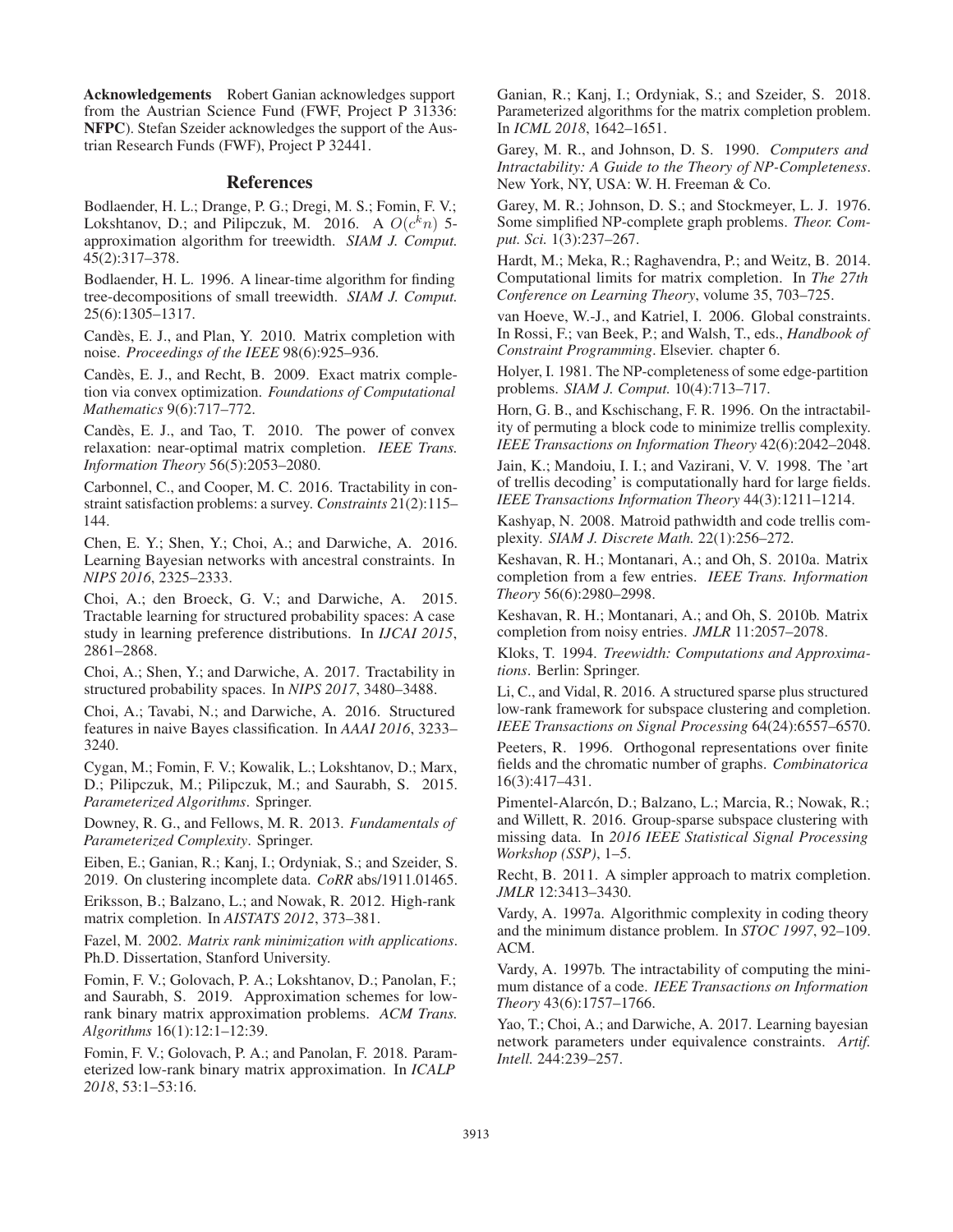**Acknowledgements** Robert Ganian acknowledges support from the Austrian Science Fund (FWF, Project P 31336: **NFPC**). Stefan Szeider acknowledges the support of the Austrian Research Funds (FWF), Project P 32441.

## References

Bodlaender, H. L.; Drange, P. G.; Dregi, M. S.; Fomin, F. V.; Lokshtanov, D.; and Pilipczuk, M. 2016. A $O(c^k n)$ 5-approximation algorithm for treewidth. *SIAM J. Comput.* 45(2):317–378.

Bodlaender, H. L. 1996. A linear-time algorithm for finding tree-decompositions of small treewidth. *SIAM J. Comput.* 25(6):1305–1317.

Candès, E. J., and Plan, Y. 2010. Matrix completion with noise. *Proceedings of the IEEE* 98(6):925–936.

Candès, E. J., and Recht, B. 2009. Exact matrix completion via convex optimization. *Foundations of Computational Mathematics* 9(6):717–772.

Candès, E. J., and Tao, T. 2010. The power of convex relaxation: near-optimal matrix completion. *IEEE Trans. Information Theory* 56(5):2053–2080.

Carbonnel, C., and Cooper, M. C. 2016. Tractability in constraint satisfaction problems: a survey. *Constraints* 21(2):115–144.

Chen, E. Y.; Shen, Y.; Choi, A.; and Darwiche, A. 2016. Learning Bayesian networks with ancestral constraints. In *NIPS 2016*, 2325–2333.

Choi, A.; den Broeck, G. V.; and Darwiche, A. 2015. Tractable learning for structured probability spaces: A case study in learning preference distributions. In *IJCAI 2015*, 2861–2868.

Choi, A.; Shen, Y.; and Darwiche, A. 2017. Tractability in structured probability spaces. In *NIPS 2017*, 3480–3488.

Choi, A.; Tavabi, N.; and Darwiche, A. 2016. Structured features in naive Bayes classification. In *AAAI 2016*, 3233–3240.

Cygan, M.; Fomin, F. V.; Kowalik, L.; Lokshtanov, D.; Marx, D.; Pilipczuk, M.; Pilipczuk, M.; and Saurabh, S. 2015. *Parameterized Algorithms*. Springer.

Downey, R. G., and Fellows, M. R. 2013. *Fundamentals of Parameterized Complexity*. Springer.

Eiben, E.; Ganian, R.; Kanj, I.; Ordyniak, S.; and Szeider, S. 2019. On clustering incomplete data. *CoRR* abs/1911.01465.

Eriksson, B.; Balzano, L.; and Nowak, R. 2012. High-rank matrix completion. In *AISTATS 2012*, 373–381.

Fazel, M. 2002. *Matrix rank minimization with applications*. Ph.D. Dissertation, Stanford University.

Fomin, F. V.; Golovach, P. A.; Lokshtanov, D.; Panolan, F.; and Saurabh, S. 2019. Approximation schemes for low-rank binary matrix approximation problems. *ACM Trans. Algorithms* 16(1):12:1–12:39.

Fomin, F. V.; Golovach, P. A.; and Panolan, F. 2018. Parameterized low-rank binary matrix approximation. In *ICALP 2018*, 53:1–53:16.

Ganian, R.; Kanj, I.; Ordyniak, S.; and Szeider, S. 2018. Parameterized algorithms for the matrix completion problem. In *ICML 2018*, 1642–1651.

Garey, M. R., and Johnson, D. S. 1990. *Computers and Intractability: A Guide to the Theory of NP-Completeness*. New York, NY, USA: W. H. Freeman & Co.

Garey, M. R.; Johnson, D. S.; and Stockmeyer, L. J. 1976. Some simplified NP-complete graph problems. *Theor. Comput. Sci.* 1(3):237–267.

Hardt, M.; Meka, R.; Raghavendra, P.; and Weitz, B. 2014. Computational limits for matrix completion. In *The 27th Conference on Learning Theory*, volume 35, 703–725.

van Hoeve, W.-J., and Katriel, I. 2006. Global constraints. In Rossi, F.; van Beek, P.; and Walsh, T., eds., *Handbook of Constraint Programming*. Elsevier. chapter 6.

Holyer, I. 1981. The NP-completeness of some edge-partition problems. *SIAM J. Comput.* 10(4):713–717.

Horn, G. B., and Kschischang, F. R. 1996. On the intractability of permuting a block code to minimize trellis complexity. *IEEE Transactions on Information Theory* 42(6):2042–2048.

Jain, K.; Mandoiu, I. I.; and Vazirani, V. V. 1998. The 'art of trellis decoding' is computationally hard for large fields. *IEEE Transactions Information Theory* 44(3):1211–1214.

Kashyap, N. 2008. Matroid pathwidth and code trellis complexity. *SIAM J. Discrete Math.* 22(1):256–272.

Keshavan, R. H.; Montanari, A.; and Oh, S. 2010a. Matrix completion from a few entries. *IEEE Trans. Information Theory* 56(6):2980–2998.

Keshavan, R. H.; Montanari, A.; and Oh, S. 2010b. Matrix completion from noisy entries. *JMLR* 11:2057–2078.

Kloks, T. 1994. *Treewidth: Computations and Approximations*. Berlin: Springer.

Li, C., and Vidal, R. 2016. A structured sparse plus structured low-rank framework for subspace clustering and completion. *IEEE Transactions on Signal Processing* 64(24):6557–6570.

Peeters, R. 1996. Orthogonal representations over finite fields and the chromatic number of graphs. *Combinatorica* 16(3):417–431.

Pimentel-Alarcón, D.; Balzano, L.; Marcia, R.; Nowak, R.; and Willett, R. 2016. Group-sparse subspace clustering with missing data. In *2016 IEEE Statistical Signal Processing Workshop (SSP)*, 1–5.

Recht, B. 2011. A simpler approach to matrix completion. *JMLR* 12:3413–3430.

Vardy, A. 1997a. Algorithmic complexity in coding theory and the minimum distance problem. In *STOC 1997*, 92–109. ACM.

Vardy, A. 1997b. The intractability of computing the minimum distance of a code. *IEEE Transactions on Information Theory* 43(6):1757–1766.

Yao, T.; Choi, A.; and Darwiche, A. 2017. Learning bayesian network parameters under equivalence constraints. *Artif. Intell.* 244:239–257.